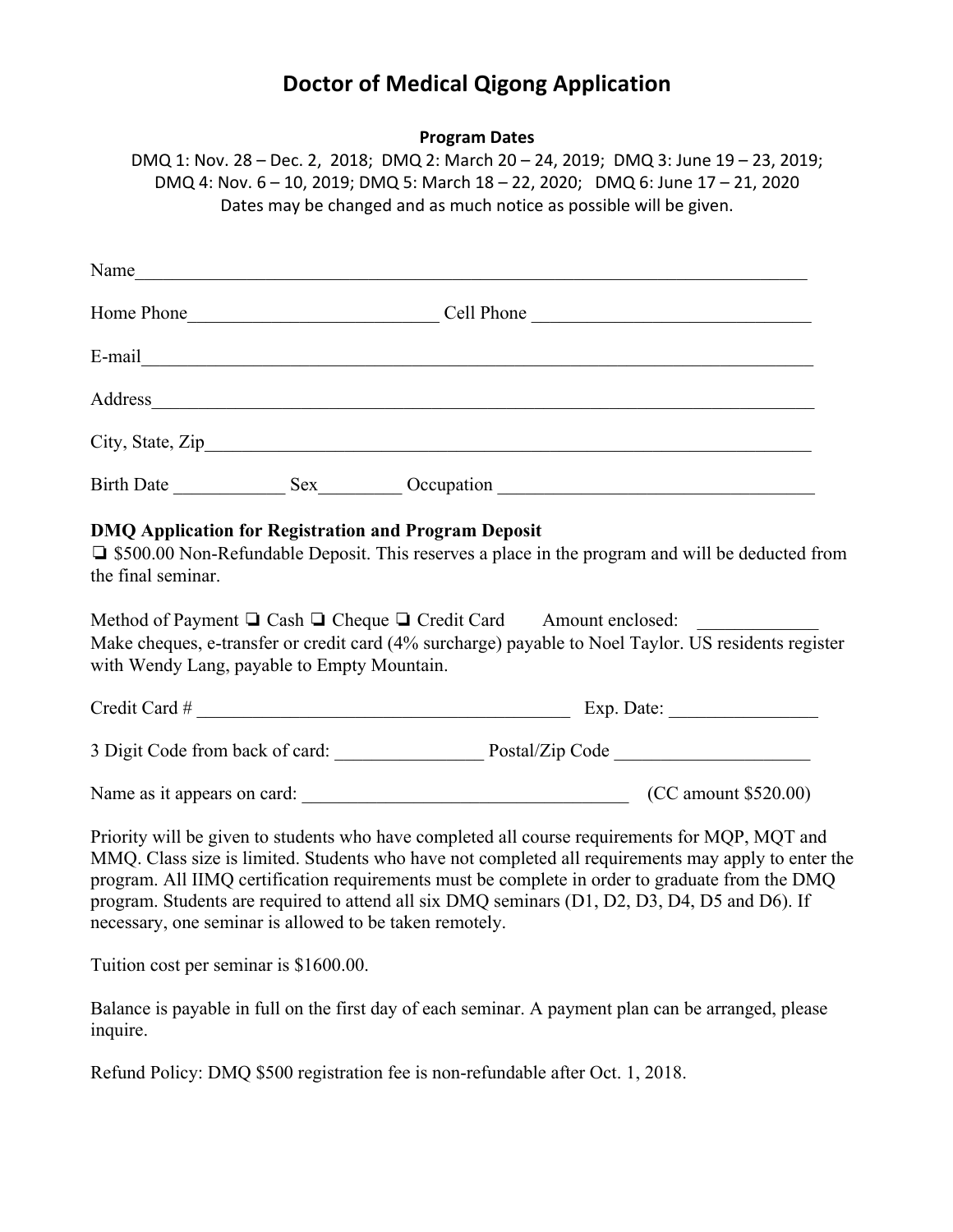# Doctor of Medical Qigong Application

**Program Dates**

DMQ 1: Nov. 28 – Dec. 2, 2018; DMQ 2: March 20 – 24, 2019; DMQ 3: June 19 – 23, 2019;
DMQ 4: Nov. 6 – 10, 2019; DMQ 5: March 18 – 22, 2020; DMQ 6: June 17 – 21, 2020
Dates may be changed and as much notice as possible will be given.

Name___________________________________________________________________________

Home Phone___________________________ Cell Phone ______________________________

E-mail__________________________________________________________________________

Address_________________________________________________________________________

City, State, Zip__________________________________________________________________

Birth Date ____________ Sex_________ Occupation _________________________________

**DMQ Application for Registration and Program Deposit**

❑ $500.00 Non-Refundable Deposit. This reserves a place in the program and will be deducted from the final seminar.

Method of Payment ❑ Cash ❑ Cheque ❑ Credit Card     Amount enclosed: _____________

Make cheques, e-transfer or credit card (4% surcharge) payable to Noel Taylor. US residents register with Wendy Lang, payable to Empty Mountain.

Credit Card # _________________________________________ Exp. Date: ________________

3 Digit Code from back of card: ________________ Postal/Zip Code _____________________

Name as it appears on card: ___________________________________ (CC amount $520.00)

Priority will be given to students who have completed all course requirements for MQP, MQT and MMQ. Class size is limited. Students who have not completed all requirements may apply to enter the program. All IIMQ certification requirements must be complete in order to graduate from the DMQ program. Students are required to attend all six DMQ seminars (D1, D2, D3, D4, D5 and D6). If necessary, one seminar is allowed to be taken remotely.

Tuition cost per seminar is $1600.00.

Balance is payable in full on the first day of each seminar. A payment plan can be arranged, please inquire.

Refund Policy: DMQ $500 registration fee is non-refundable after Oct. 1, 2018.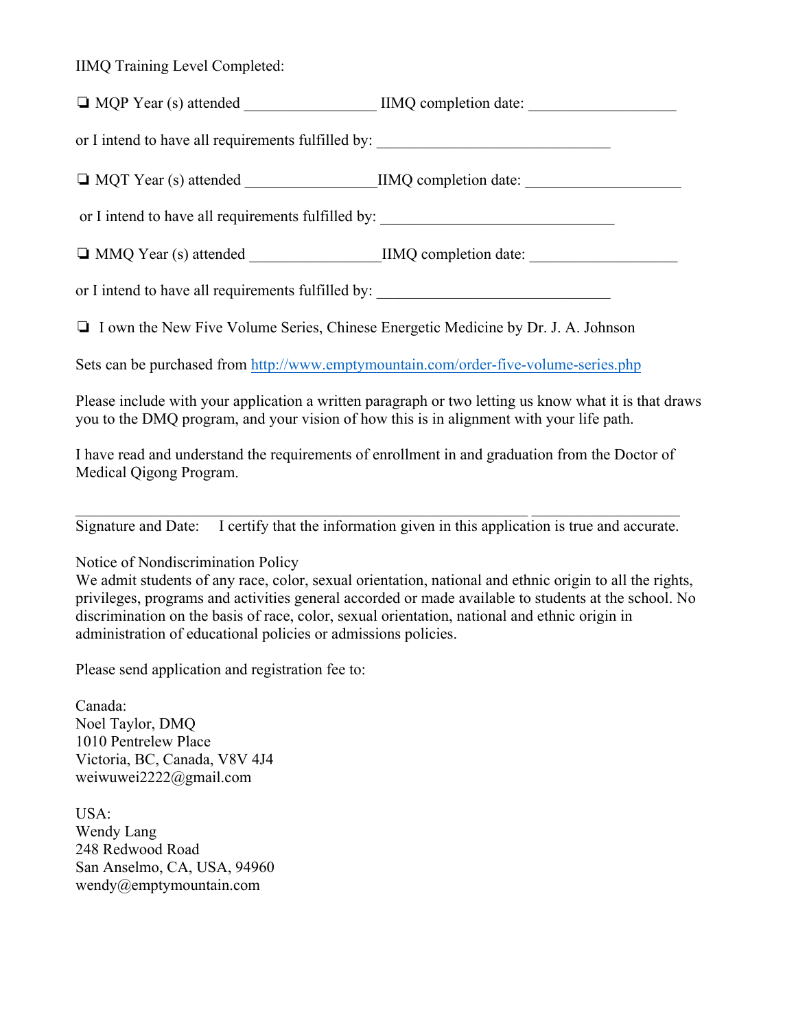IIMQ Training Level Completed:

❏ MQP Year (s) attended _________________ IIMQ completion date: ___________________

or I intend to have all requirements fulfilled by: ______________________________

❏ MQT Year (s) attended _________________IIMQ completion date: ____________________

or I intend to have all requirements fulfilled by: ______________________________

❏ MMQ Year (s) attended _________________IIMQ completion date: ___________________

or I intend to have all requirements fulfilled by: ______________________________

❏ I own the New Five Volume Series, Chinese Energetic Medicine by Dr. J. A. Johnson

Sets can be purchased from [http://www.emptymountain.com/order-five-volume-series.php](http://www.emptymountain.com/order-five-volume-series.php)

Please include with your application a written paragraph or two letting us know what it is that draws you to the DMQ program, and your vision of how this is in alignment with your life path.

I have read and understand the requirements of enrollment in and graduation from the Doctor of Medical Qigong Program.

___________________________________________________________ ___________________

Signature and Date: I certify that the information given in this application is true and accurate.

Notice of Nondiscrimination Policy
We admit students of any race, color, sexual orientation, national and ethnic origin to all the rights, privileges, programs and activities general accorded or made available to students at the school. No discrimination on the basis of race, color, sexual orientation, national and ethnic origin in administration of educational policies or admissions policies.

Please send application and registration fee to:

Canada:
Noel Taylor, DMQ
1010 Pentrelew Place
Victoria, BC, Canada, V8V 4J4
weiwuwei2222@gmail.com

USA:
Wendy Lang
248 Redwood Road
San Anselmo, CA, USA, 94960
wendy@emptymountain.com